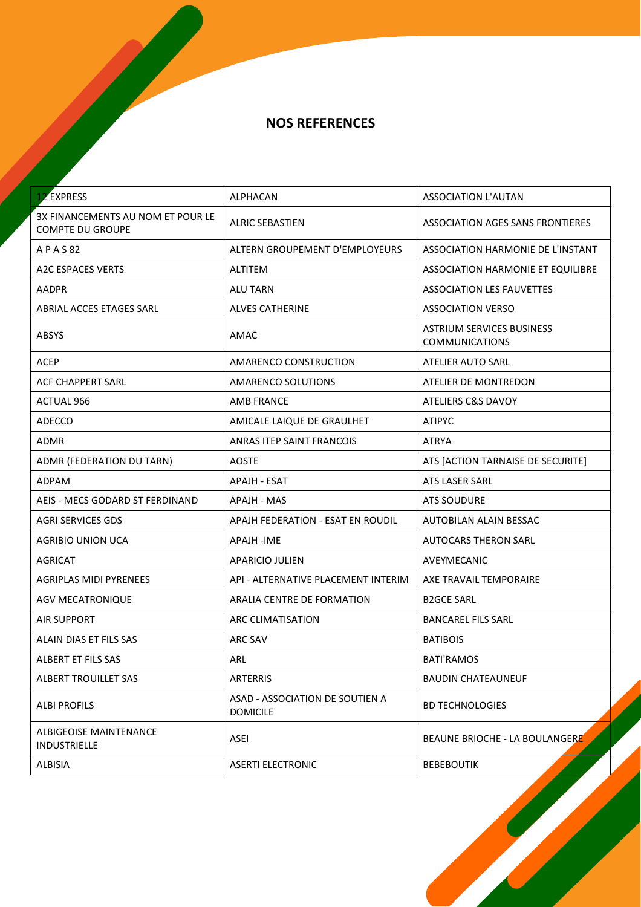## NOS REFERENCES

| | | |
|---|---|---|
| 12 EXPRESS | ALPHACAN | ASSOCIATION L'AUTAN |
| 3X FINANCEMENTS AU NOM ET POUR LE COMPTE DU GROUPE | ALRIC SEBASTIEN | ASSOCIATION AGES SANS FRONTIERES |
| A P A S 82 | ALTERN GROUPEMENT D'EMPLOYEURS | ASSOCIATION HARMONIE DE L'INSTANT |
| A2C ESPACES VERTS | ALTITEM | ASSOCIATION HARMONIE ET EQUILIBRE |
| AADPR | ALU TARN | ASSOCIATION LES FAUVETTES |
| ABRIAL ACCES ETAGES SARL | ALVES CATHERINE | ASSOCIATION VERSO |
| ABSYS | AMAC | ASTRIUM SERVICES BUSINESS COMMUNICATIONS |
| ACEP | AMARENCO CONSTRUCTION | ATELIER AUTO SARL |
| ACF CHAPPERT SARL | AMARENCO SOLUTIONS | ATELIER DE MONTREDON |
| ACTUAL 966 | AMB FRANCE | ATELIERS C&S DAVOY |
| ADECCO | AMICALE LAIQUE DE GRAULHET | ATIPYC |
| ADMR | ANRAS ITEP SAINT FRANCOIS | ATRYA |
| ADMR (FEDERATION DU TARN) | AOSTE | ATS [ACTION TARNAISE DE SECURITE] |
| ADPAM | APAJH - ESAT | ATS LASER SARL |
| AEIS - MECS GODARD ST FERDINAND | APAJH - MAS | ATS SOUDURE |
| AGRI SERVICES GDS | APAJH FEDERATION - ESAT EN ROUDIL | AUTOBILAN ALAIN BESSAC |
| AGRIBIO UNION UCA | APAJH -IME | AUTOCARS THERON SARL |
| AGRICAT | APARICIO JULIEN | AVEYMECANIC |
| AGRIPLAS MIDI PYRENEES | API - ALTERNATIVE PLACEMENT INTERIM | AXE TRAVAIL TEMPORAIRE |
| AGV MECATRONIQUE | ARALIA CENTRE DE FORMATION | B2GCE SARL |
| AIR SUPPORT | ARC CLIMATISATION | BANCAREL FILS SARL |
| ALAIN DIAS ET FILS SAS | ARC SAV | BATIBOIS |
| ALBERT ET FILS SAS | ARL | BATI'RAMOS |
| ALBERT TROUILLET SAS | ARTERRIS | BAUDIN CHATEAUNEUF |
| ALBI PROFILS | ASAD - ASSOCIATION DE SOUTIEN A DOMICILE | BD TECHNOLOGIES |
| ALBIGEOISE MAINTENANCE INDUSTRIELLE | ASEI | BEAUNE BRIOCHE - LA BOULANGERE |
| ALBISIA | ASERTI ELECTRONIC | BEBEBOUTIK |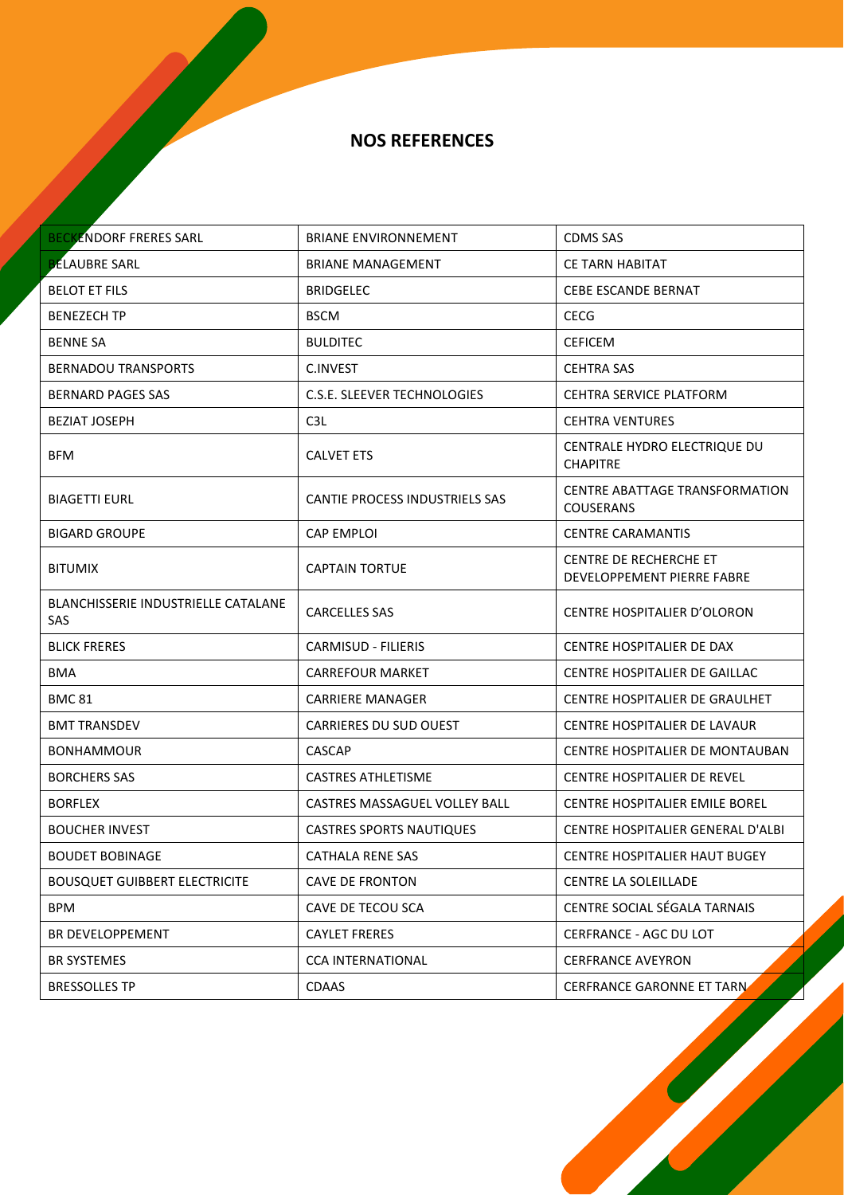## NOS REFERENCES

| | | |
|---|---|---|
| BECKENDORF FRERES SARL | BRIANE ENVIRONNEMENT | CDMS SAS |
| BELAUBRE SARL | BRIANE MANAGEMENT | CE TARN HABITAT |
| BELOT ET FILS | BRIDGELEC | CEBE ESCANDE BERNAT |
| BENEZECH TP | BSCM | CECG |
| BENNE SA | BULDITEC | CEFICEM |
| BERNADOU TRANSPORTS | C.INVEST | CEHTRA SAS |
| BERNARD PAGES SAS | C.S.E. SLEEVER TECHNOLOGIES | CEHTRA SERVICE PLATFORM |
| BEZIAT JOSEPH | C3L | CEHTRA VENTURES |
| BFM | CALVET ETS | CENTRALE HYDRO ELECTRIQUE DU CHAPITRE |
| BIAGETTI EURL | CANTIE PROCESS INDUSTRIELS SAS | CENTRE ABATTAGE TRANSFORMATION COUSERANS |
| BIGARD GROUPE | CAP EMPLOI | CENTRE CARAMANTIS |
| BITUMIX | CAPTAIN TORTUE | CENTRE DE RECHERCHE ET DEVELOPPEMENT PIERRE FABRE |
| BLANCHISSERIE INDUSTRIELLE CATALANE SAS | CARCELLES SAS | CENTRE HOSPITALIER D’OLORON |
| BLICK FRERES | CARMISUD - FILIERIS | CENTRE HOSPITALIER DE DAX |
| BMA | CARREFOUR MARKET | CENTRE HOSPITALIER DE GAILLAC |
| BMC 81 | CARRIERE MANAGER | CENTRE HOSPITALIER DE GRAULHET |
| BMT TRANSDEV | CARRIERES DU SUD OUEST | CENTRE HOSPITALIER DE LAVAUR |
| BONHAMMOUR | CASCAP | CENTRE HOSPITALIER DE MONTAUBAN |
| BORCHERS SAS | CASTRES ATHLETISME | CENTRE HOSPITALIER DE REVEL |
| BORFLEX | CASTRES MASSAGUEL VOLLEY BALL | CENTRE HOSPITALIER EMILE BOREL |
| BOUCHER INVEST | CASTRES SPORTS NAUTIQUES | CENTRE HOSPITALIER GENERAL D'ALBI |
| BOUDET BOBINAGE | CATHALA RENE SAS | CENTRE HOSPITALIER HAUT BUGEY |
| BOUSQUET GUIBBERT ELECTRICITE | CAVE DE FRONTON | CENTRE LA SOLEILLADE |
| BPM | CAVE DE TECOU SCA | CENTRE SOCIAL SÉGALA TARNAIS |
| BR DEVELOPPEMENT | CAYLET FRERES | CERFRANCE - AGC DU LOT |
| BR SYSTEMES | CCA INTERNATIONAL | CERFRANCE AVEYRON |
| BRESSOLLES TP | CDAAS | CERFRANCE GARONNE ET TARN |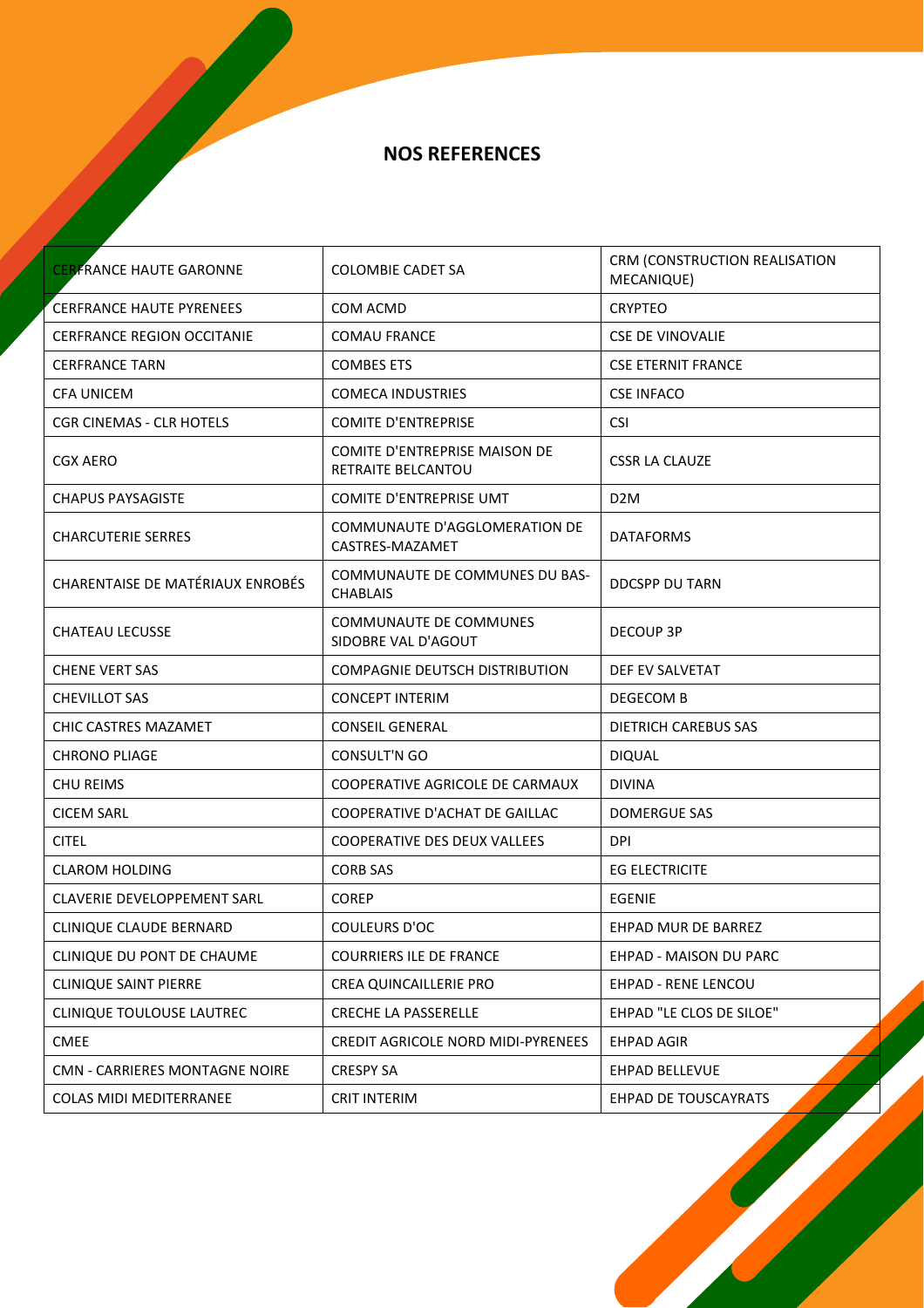## NOS REFERENCES

| | | |
|---|---|---|
| CERFRANCE HAUTE GARONNE | COLOMBIE CADET SA | CRM (CONSTRUCTION REALISATION MECANIQUE) |
| CERFRANCE HAUTE PYRENEES | COM ACMD | CRYPTEO |
| CERFRANCE REGION OCCITANIE | COMAU FRANCE | CSE DE VINOVALIE |
| CERFRANCE TARN | COMBES ETS | CSE ETERNIT FRANCE |
| CFA UNICEM | COMECA INDUSTRIES | CSE INFACO |
| CGR CINEMAS - CLR HOTELS | COMITE D'ENTREPRISE | CSI |
| CGX AERO | COMITE D'ENTREPRISE MAISON DE RETRAITE BELCANTOU | CSSR LA CLAUZE |
| CHAPUS PAYSAGISTE | COMITE D'ENTREPRISE UMT | D2M |
| CHARCUTERIE SERRES | COMMUNAUTE D'AGGLOMERATION DE CASTRES-MAZAMET | DATAFORMS |
| CHARENTAISE DE MATÉRIAUX ENROBÉS | COMMUNAUTE DE COMMUNES DU BAS-CHABLAIS | DDCSPP DU TARN |
| CHATEAU LECUSSE | COMMUNAUTE DE COMMUNES SIDOBRE VAL D'AGOUT | DECOUP 3P |
| CHENE VERT SAS | COMPAGNIE DEUTSCH DISTRIBUTION | DEF EV SALVETAT |
| CHEVILLOT SAS | CONCEPT INTERIM | DEGECOM B |
| CHIC CASTRES MAZAMET | CONSEIL GENERAL | DIETRICH CAREBUS SAS |
| CHRONO PLIAGE | CONSULT'N GO | DIQUAL |
| CHU REIMS | COOPERATIVE AGRICOLE DE CARMAUX | DIVINA |
| CICEM SARL | COOPERATIVE D'ACHAT DE GAILLAC | DOMERGUE SAS |
| CITEL | COOPERATIVE DES DEUX VALLEES | DPI |
| CLAROM HOLDING | CORB SAS | EG ELECTRICITE |
| CLAVERIE DEVELOPPEMENT SARL | COREP | EGENIE |
| CLINIQUE CLAUDE BERNARD | COULEURS D'OC | EHPAD MUR DE BARREZ |
| CLINIQUE DU PONT DE CHAUME | COURRIERS ILE DE FRANCE | EHPAD - MAISON DU PARC |
| CLINIQUE SAINT PIERRE | CREA QUINCAILLERIE PRO | EHPAD - RENE LENCOU |
| CLINIQUE TOULOUSE LAUTREC | CRECHE LA PASSERELLE | EHPAD "LE CLOS DE SILOE" |
| CMEE | CREDIT AGRICOLE NORD MIDI-PYRENEES | EHPAD AGIR |
| CMN - CARRIERES MONTAGNE NOIRE | CRESPY SA | EHPAD BELLEVUE |
| COLAS MIDI MEDITERRANEE | CRIT INTERIM | EHPAD DE TOUSCAYRATS |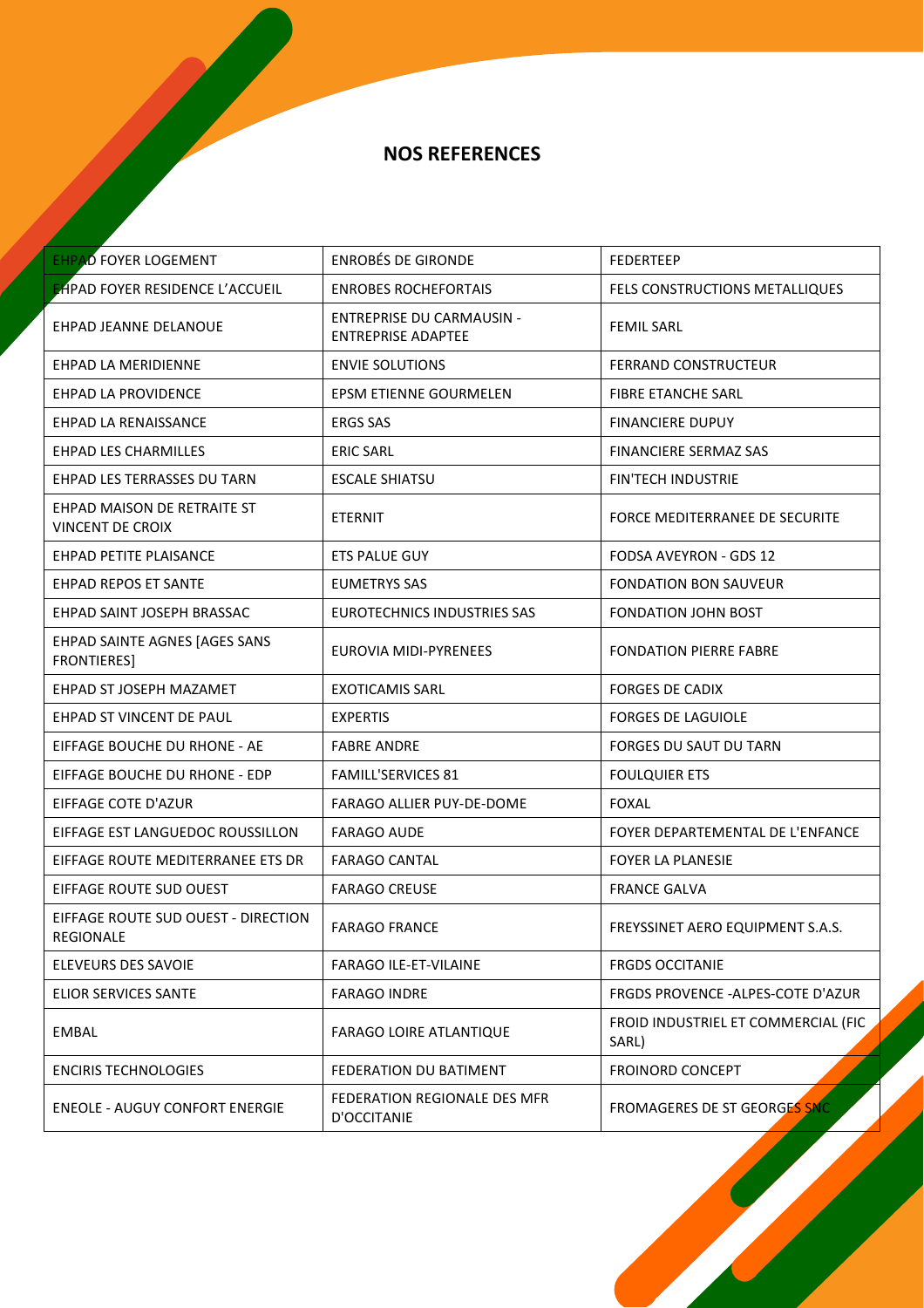## NOS REFERENCES

| | | |
|---|---|---|
| EHPAD FOYER LOGEMENT | ENROBÉS DE GIRONDE | FEDERTEEP |
| EHPAD FOYER RESIDENCE L'ACCUEIL | ENROBES ROCHEFORTAIS | FELS CONSTRUCTIONS METALLIQUES |
| EHPAD JEANNE DELANOUE | ENTREPRISE DU CARMAUSIN - ENTREPRISE ADAPTEE | FEMIL SARL |
| EHPAD LA MERIDIENNE | ENVIE SOLUTIONS | FERRAND CONSTRUCTEUR |
| EHPAD LA PROVIDENCE | EPSM ETIENNE GOURMELEN | FIBRE ETANCHE SARL |
| EHPAD LA RENAISSANCE | ERGS SAS | FINANCIERE DUPUY |
| EHPAD LES CHARMILLES | ERIC SARL | FINANCIERE SERMAZ SAS |
| EHPAD LES TERRASSES DU TARN | ESCALE SHIATSU | FIN'TECH INDUSTRIE |
| EHPAD MAISON DE RETRAITE ST VINCENT DE CROIX | ETERNIT | FORCE MEDITERRANEE DE SECURITE |
| EHPAD PETITE PLAISANCE | ETS PALUE GUY | FODSA AVEYRON - GDS 12 |
| EHPAD REPOS ET SANTE | EUMETRYS SAS | FONDATION BON SAUVEUR |
| EHPAD SAINT JOSEPH BRASSAC | EUROTECHNICS INDUSTRIES SAS | FONDATION JOHN BOST |
| EHPAD SAINTE AGNES [AGES SANS FRONTIERES] | EUROVIA MIDI-PYRENEES | FONDATION PIERRE FABRE |
| EHPAD ST JOSEPH MAZAMET | EXOTICAMIS SARL | FORGES DE CADIX |
| EHPAD ST VINCENT DE PAUL | EXPERTIS | FORGES DE LAGUIOLE |
| EIFFAGE BOUCHE DU RHONE - AE | FABRE ANDRE | FORGES DU SAUT DU TARN |
| EIFFAGE BOUCHE DU RHONE - EDP | FAMILL'SERVICES 81 | FOULQUIER ETS |
| EIFFAGE COTE D'AZUR | FARAGO ALLIER PUY-DE-DOME | FOXAL |
| EIFFAGE EST LANGUEDOC ROUSSILLON | FARAGO AUDE | FOYER DEPARTEMENTAL DE L'ENFANCE |
| EIFFAGE ROUTE MEDITERRANEE ETS DR | FARAGO CANTAL | FOYER LA PLANESIE |
| EIFFAGE ROUTE SUD OUEST | FARAGO CREUSE | FRANCE GALVA |
| EIFFAGE ROUTE SUD OUEST - DIRECTION REGIONALE | FARAGO FRANCE | FREYSSINET AERO EQUIPMENT S.A.S. |
| ELEVEURS DES SAVOIE | FARAGO ILE-ET-VILAINE | FRGDS OCCITANIE |
| ELIOR SERVICES SANTE | FARAGO INDRE | FRGDS PROVENCE -ALPES-COTE D'AZUR |
| EMBAL | FARAGO LOIRE ATLANTIQUE | FROID INDUSTRIEL ET COMMERCIAL (FIC SARL) |
| ENCIRIS TECHNOLOGIES | FEDERATION DU BATIMENT | FROINORD CONCEPT |
| ENEOLE - AUGUY CONFORT ENERGIE | FEDERATION REGIONALE DES MFR D'OCCITANIE | FROMAGERES DE ST GEORGES SNC |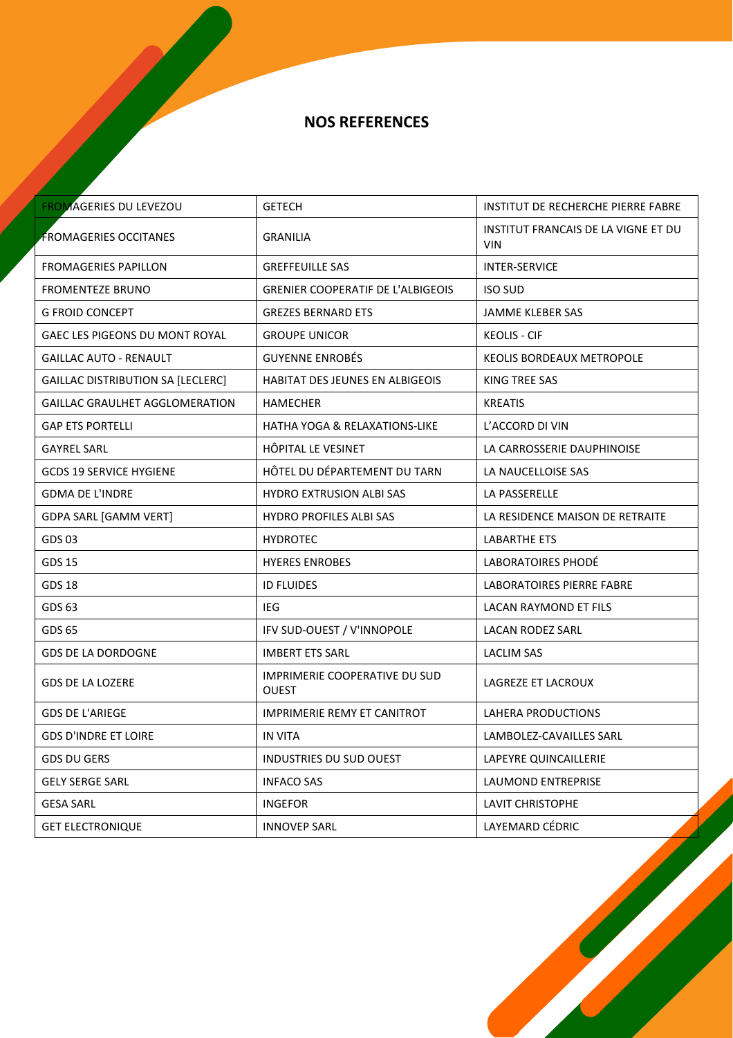## NOS REFERENCES

| FROMAGERIES DU LEVEZOU | GETECH | INSTITUT DE RECHERCHE PIERRE FABRE |
|---|---|---|
| FROMAGERIES OCCITANES | GRANILIA | INSTITUT FRANCAIS DE LA VIGNE ET DU VIN |
| FROMAGERIES PAPILLON | GREFFEUILLE SAS | INTER-SERVICE |
| FROMENTEZE BRUNO | GRENIER COOPERATIF DE L'ALBIGEOIS | ISO SUD |
| G FROID CONCEPT | GREZES BERNARD ETS | JAMME KLEBER SAS |
| GAEC LES PIGEONS DU MONT ROYAL | GROUPE UNICOR | KEOLIS - CIF |
| GAILLAC AUTO - RENAULT | GUYENNE ENROBÉS | KEOLIS BORDEAUX METROPOLE |
| GAILLAC DISTRIBUTION SA [LECLERC] | HABITAT DES JEUNES EN ALBIGEOIS | KING TREE SAS |
| GAILLAC GRAULHET AGGLOMERATION | HAMECHER | KREATIS |
| GAP ETS PORTELLI | HATHA YOGA & RELAXATIONS-LIKE | L'ACCORD DI VIN |
| GAYREL SARL | HÔPITAL LE VESINET | LA CARROSSERIE DAUPHINOISE |
| GCDS 19 SERVICE HYGIENE | HÔTEL DU DÉPARTEMENT DU TARN | LA NAUCELLOISE SAS |
| GDMA DE L'INDRE | HYDRO EXTRUSION ALBI SAS | LA PASSERELLE |
| GDPA SARL [GAMM VERT] | HYDRO PROFILES ALBI SAS | LA RESIDENCE MAISON DE RETRAITE |
| GDS 03 | HYDROTEC | LABARTHE ETS |
| GDS 15 | HYERES ENROBES | LABORATOIRES PHODÉ |
| GDS 18 | ID FLUIDES | LABORATOIRES PIERRE FABRE |
| GDS 63 | IEG | LACAN RAYMOND ET FILS |
| GDS 65 | IFV SUD-OUEST / V'INNOPOLE | LACAN RODEZ SARL |
| GDS DE LA DORDOGNE | IMBERT ETS SARL | LACLIM SAS |
| GDS DE LA LOZERE | IMPRIMERIE COOPERATIVE DU SUD OUEST | LAGREZE ET LACROUX |
| GDS DE L'ARIEGE | IMPRIMERIE REMY ET CANITROT | LAHERA PRODUCTIONS |
| GDS D'INDRE ET LOIRE | IN VITA | LAMBOLEZ-CAVAILLES SARL |
| GDS DU GERS | INDUSTRIES DU SUD OUEST | LAPEYRE QUINCAILLERIE |
| GELY SERGE SARL | INFACO SAS | LAUMOND ENTREPRISE |
| GESA SARL | INGEFOR | LAVIT CHRISTOPHE |
| GET ELECTRONIQUE | INNOVEP SARL | LAYEMARD CÉDRIC |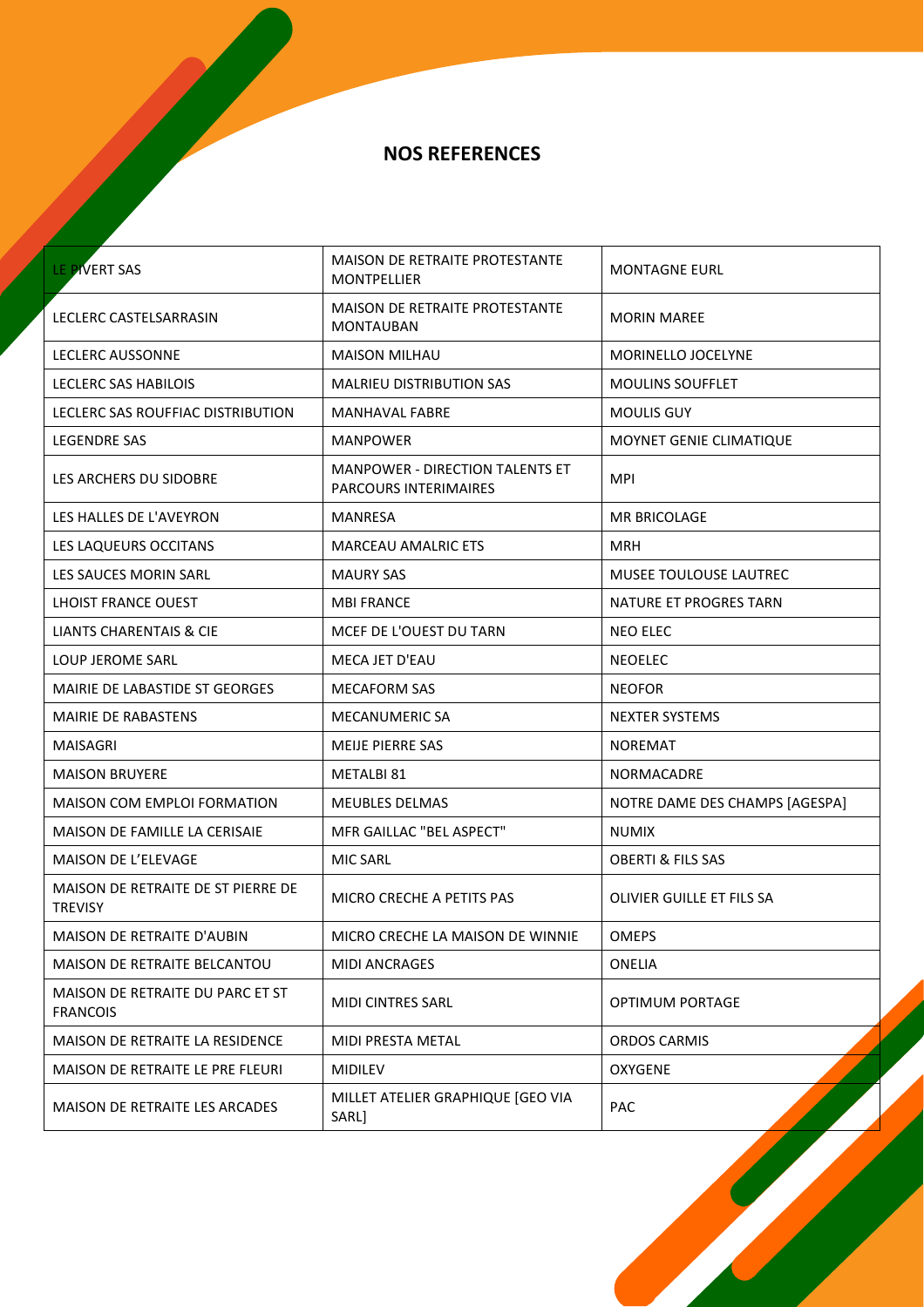## NOS REFERENCES

| LE PIVERT SAS | MAISON DE RETRAITE PROTESTANTE MONTPELLIER | MONTAGNE EURL |
|---|---|---|
| LECLERC CASTELSARRASIN | MAISON DE RETRAITE PROTESTANTE MONTAUBAN | MORIN MAREE |
| LECLERC AUSSONNE | MAISON MILHAU | MORINELLO JOCELYNE |
| LECLERC SAS HABILOIS | MALRIEU DISTRIBUTION SAS | MOULINS SOUFFLET |
| LECLERC SAS ROUFFIAC DISTRIBUTION | MANHAVAL FABRE | MOULIS GUY |
| LEGENDRE SAS | MANPOWER | MOYNET GENIE CLIMATIQUE |
| LES ARCHERS DU SIDOBRE | MANPOWER - DIRECTION TALENTS ET PARCOURS INTERIMAIRES | MPI |
| LES HALLES DE L'AVEYRON | MANRESA | MR BRICOLAGE |
| LES LAQUEURS OCCITANS | MARCEAU AMALRIC ETS | MRH |
| LES SAUCES MORIN SARL | MAURY SAS | MUSEE TOULOUSE LAUTREC |
| LHOIST FRANCE OUEST | MBI FRANCE | NATURE ET PROGRES TARN |
| LIANTS CHARENTAIS & CIE | MCEF DE L'OUEST DU TARN | NEO ELEC |
| LOUP JEROME SARL | MECA JET D'EAU | NEOELEC |
| MAIRIE DE LABASTIDE ST GEORGES | MECAFORM SAS | NEOFOR |
| MAIRIE DE RABASTENS | MECANUMERIC SA | NEXTER SYSTEMS |
| MAISAGRI | MEIJE PIERRE SAS | NOREMAT |
| MAISON BRUYERE | METALBI 81 | NORMACADRE |
| MAISON COM EMPLOI FORMATION | MEUBLES DELMAS | NOTRE DAME DES CHAMPS [AGESPA] |
| MAISON DE FAMILLE LA CERISAIE | MFR GAILLAC "BEL ASPECT" | NUMIX |
| MAISON DE L'ELEVAGE | MIC SARL | OBERTI & FILS SAS |
| MAISON DE RETRAITE DE ST PIERRE DE TREVISY | MICRO CRECHE A PETITS PAS | OLIVIER GUILLE ET FILS SA |
| MAISON DE RETRAITE D'AUBIN | MICRO CRECHE LA MAISON DE WINNIE | OMEPS |
| MAISON DE RETRAITE BELCANTOU | MIDI ANCRAGES | ONELIA |
| MAISON DE RETRAITE DU PARC ET ST FRANCOIS | MIDI CINTRES SARL | OPTIMUM PORTAGE |
| MAISON DE RETRAITE LA RESIDENCE | MIDI PRESTA METAL | ORDOS CARMIS |
| MAISON DE RETRAITE LE PRE FLEURI | MIDILEV | OXYGENE |
| MAISON DE RETRAITE LES ARCADES | MILLET ATELIER GRAPHIQUE [GEO VIA SARL] | PAC |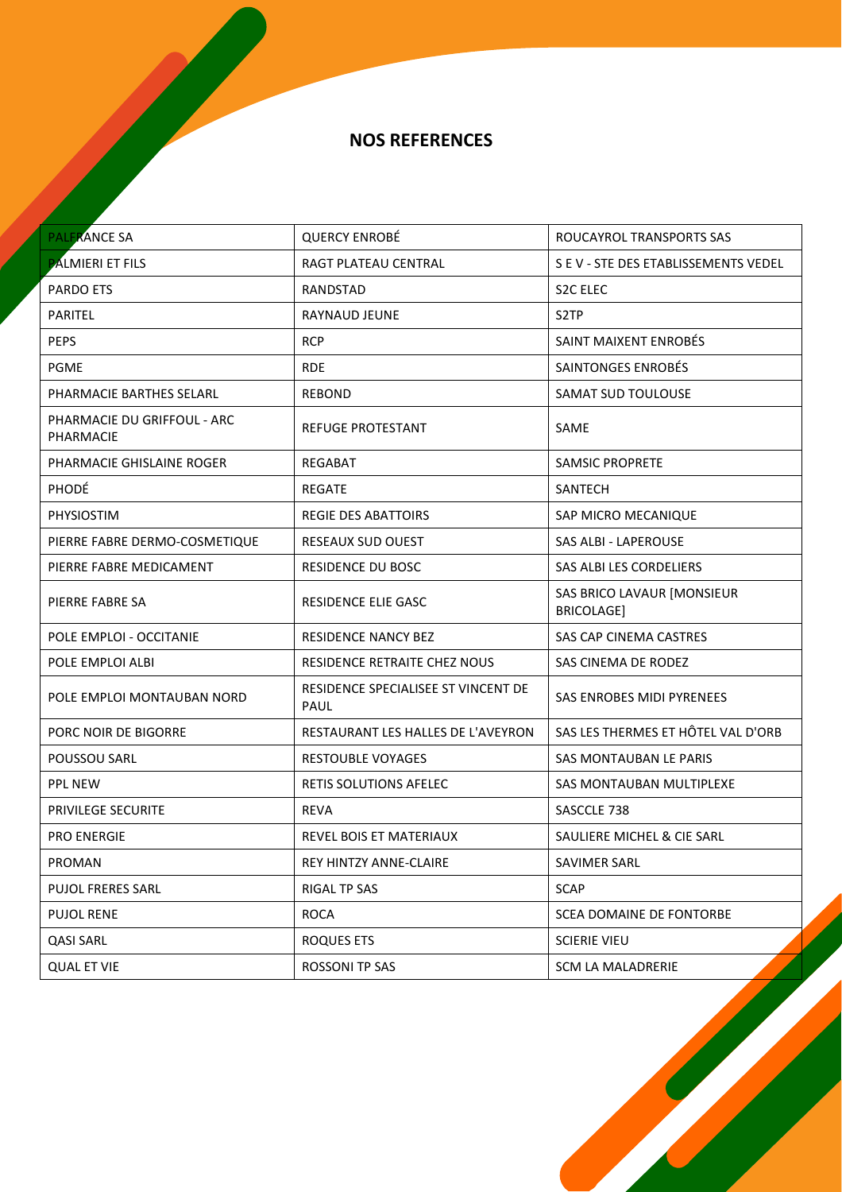## NOS REFERENCES

| | | |
|---|---|---|
| PALFRANCE SA | QUERCY ENROBÉ | ROUCAYROL TRANSPORTS SAS |
| PALMIERI ET FILS | RAGT PLATEAU CENTRAL | S E V - STE DES ETABLISSEMENTS VEDEL |
| PARDO ETS | RANDSTAD | S2C ELEC |
| PARITEL | RAYNAUD JEUNE | S2TP |
| PEPS | RCP | SAINT MAIXENT ENROBÉS |
| PGME | RDE | SAINTONGES ENROBÉS |
| PHARMACIE BARTHES SELARL | REBOND | SAMAT SUD TOULOUSE |
| PHARMACIE DU GRIFFOUL - ARC PHARMACIE | REFUGE PROTESTANT | SAME |
| PHARMACIE GHISLAINE ROGER | REGABAT | SAMSIC PROPRETE |
| PHODÉ | REGATE | SANTECH |
| PHYSIOSTIM | REGIE DES ABATTOIRS | SAP MICRO MECANIQUE |
| PIERRE FABRE DERMO-COSMETIQUE | RESEAUX SUD OUEST | SAS ALBI - LAPEROUSE |
| PIERRE FABRE MEDICAMENT | RESIDENCE DU BOSC | SAS ALBI LES CORDELIERS |
| PIERRE FABRE SA | RESIDENCE ELIE GASC | SAS BRICO LAVAUR [MONSIEUR BRICOLAGE] |
| POLE EMPLOI - OCCITANIE | RESIDENCE NANCY BEZ | SAS CAP CINEMA CASTRES |
| POLE EMPLOI ALBI | RESIDENCE RETRAITE CHEZ NOUS | SAS CINEMA DE RODEZ |
| POLE EMPLOI MONTAUBAN NORD | RESIDENCE SPECIALISEE ST VINCENT DE PAUL | SAS ENROBES MIDI PYRENEES |
| PORC NOIR DE BIGORRE | RESTAURANT LES HALLES DE L'AVEYRON | SAS LES THERMES ET HÔTEL VAL D'ORB |
| POUSSOU SARL | RESTOUBLE VOYAGES | SAS MONTAUBAN LE PARIS |
| PPL NEW | RETIS SOLUTIONS AFELEC | SAS MONTAUBAN MULTIPLEXE |
| PRIVILEGE SECURITE | REVA | SASCCLE 738 |
| PRO ENERGIE | REVEL BOIS ET MATERIAUX | SAULIERE MICHEL & CIE SARL |
| PROMAN | REY HINTZY ANNE-CLAIRE | SAVIMER SARL |
| PUJOL FRERES SARL | RIGAL TP SAS | SCAP |
| PUJOL RENE | ROCA | SCEA DOMAINE DE FONTORBE |
| QASI SARL | ROQUES ETS | SCIERIE VIEU |
| QUAL ET VIE | ROSSONI TP SAS | SCM LA MALADRERIE |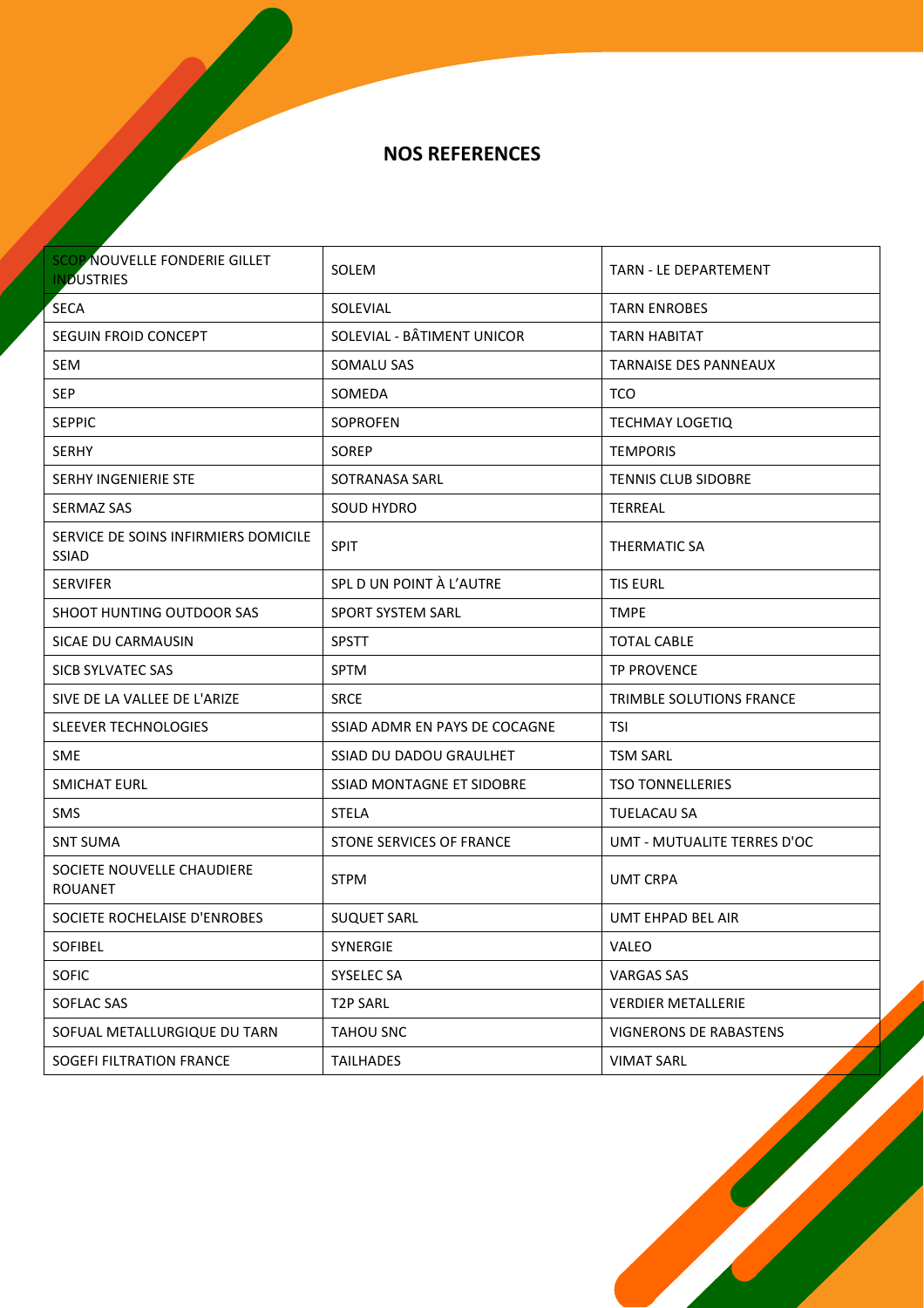## NOS REFERENCES

| | | |
|---|---|---|
| SCOP NOUVELLE FONDERIE GILLET INDUSTRIES | SOLEM | TARN - LE DEPARTEMENT |
| SECA | SOLEVIAL | TARN ENROBES |
| SEGUIN FROID CONCEPT | SOLEVIAL - BÂTIMENT UNICOR | TARN HABITAT |
| SEM | SOMALU SAS | TARNAISE DES PANNEAUX |
| SEP | SOMEDA | TCO |
| SEPPIC | SOPROFEN | TECHMAY LOGETIQ |
| SERHY | SOREP | TEMPORIS |
| SERHY INGENIERIE STE | SOTRANASA SARL | TENNIS CLUB SIDOBRE |
| SERMAZ SAS | SOUD HYDRO | TERREAL |
| SERVICE DE SOINS INFIRMIERS DOMICILE SSIAD | SPIT | THERMATIC SA |
| SERVIFER | SPL D UN POINT À L'AUTRE | TIS EURL |
| SHOOT HUNTING OUTDOOR SAS | SPORT SYSTEM SARL | TMPE |
| SICAE DU CARMAUSIN | SPSTT | TOTAL CABLE |
| SICB SYLVATEC SAS | SPTM | TP PROVENCE |
| SIVE DE LA VALLEE DE L'ARIZE | SRCE | TRIMBLE SOLUTIONS FRANCE |
| SLEEVER TECHNOLOGIES | SSIAD ADMR EN PAYS DE COCAGNE | TSI |
| SME | SSIAD DU DADOU GRAULHET | TSM SARL |
| SMICHAT EURL | SSIAD MONTAGNE ET SIDOBRE | TSO TONNELLERIES |
| SMS | STELA | TUELACAU SA |
| SNT SUMA | STONE SERVICES OF FRANCE | UMT - MUTUALITE TERRES D'OC |
| SOCIETE NOUVELLE CHAUDIERE ROUANET | STPM | UMT CRPA |
| SOCIETE ROCHELAISE D'ENROBES | SUQUET SARL | UMT EHPAD BEL AIR |
| SOFIBEL | SYNERGIE | VALEO |
| SOFIC | SYSELEC SA | VARGAS SAS |
| SOFLAC SAS | T2P SARL | VERDIER METALLERIE |
| SOFUAL METALLURGIQUE DU TARN | TAHOU SNC | VIGNERONS DE RABASTENS |
| SOGEFI FILTRATION FRANCE | TAILHADES | VIMAT SARL |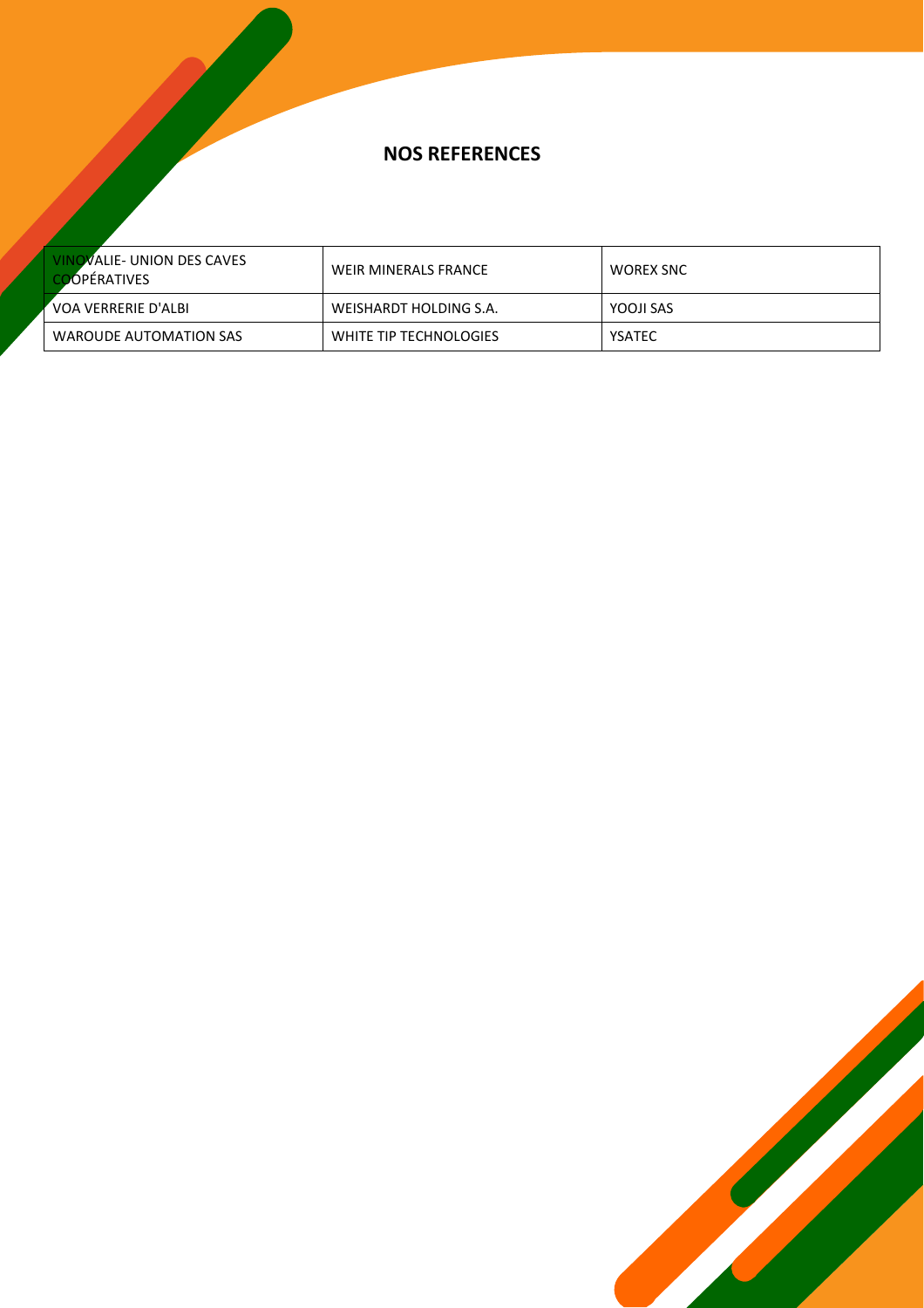## NOS REFERENCES

| | | |
|---|---|---|
| VINOVALIE- UNION DES CAVES COOPÉRATIVES | WEIR MINERALS FRANCE | WOREX SNC |
| VOA VERRERIE D'ALBI | WEISHARDT HOLDING S.A. | YOOJI SAS |
| WAROUDE AUTOMATION SAS | WHITE TIP TECHNOLOGIES | YSATEC |